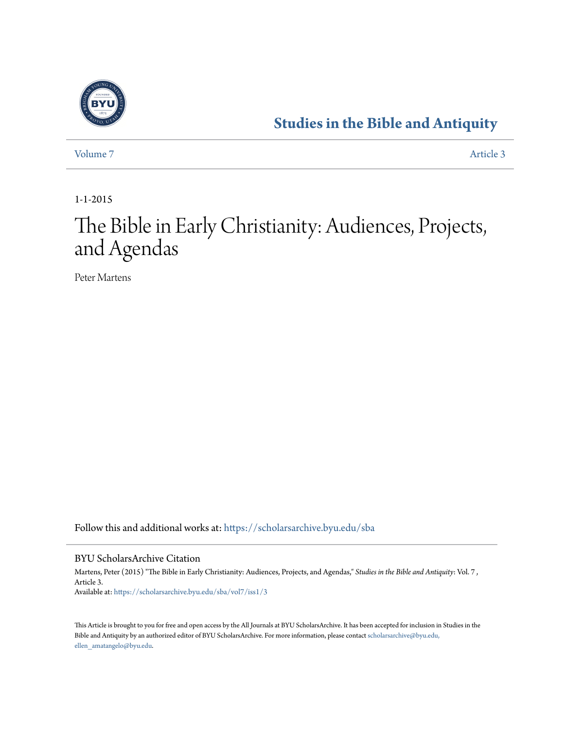# Studies in the Bible and Antiquity

Volume 7 | Article 3

1-1-2015

# The Bible in Early Christianity: Audiences, Projects, and Agendas

Peter Martens

Follow this and additional works at: https://scholarsarchive.byu.edu/sba

## BYU ScholarsArchive Citation

Martens, Peter (2015) "The Bible in Early Christianity: Audiences, Projects, and Agendas," *Studies in the Bible and Antiquity*: Vol. 7 , Article 3.
Available at: https://scholarsarchive.byu.edu/sba/vol7/iss1/3

This Article is brought to you for free and open access by the All Journals at BYU ScholarsArchive. It has been accepted for inclusion in Studies in the Bible and Antiquity by an authorized editor of BYU ScholarsArchive. For more information, please contact scholarsarchive@byu.edu, ellen_amatangelo@byu.edu.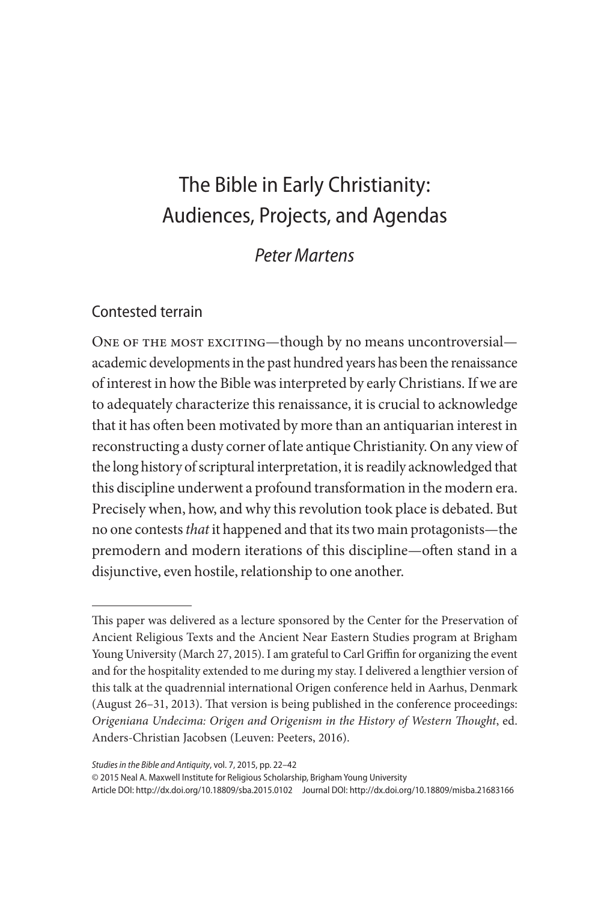# The Bible in Early Christianity: Audiences, Projects, and Agendas

*Peter Martens*

## Contested terrain

One of the most exciting—though by no means uncontroversial—academic developments in the past hundred years has been the renaissance of interest in how the Bible was interpreted by early Christians. If we are to adequately characterize this renaissance, it is crucial to acknowledge that it has often been motivated by more than an antiquarian interest in reconstructing a dusty corner of late antique Christianity. On any view of the long history of scriptural interpretation, it is readily acknowledged that this discipline underwent a profound transformation in the modern era. Precisely when, how, and why this revolution took place is debated. But no one contests *that* it happened and that its two main protagonists—the premodern and modern iterations of this discipline—often stand in a disjunctive, even hostile, relationship to one another.

---

This paper was delivered as a lecture sponsored by the Center for the Preservation of Ancient Religious Texts and the Ancient Near Eastern Studies program at Brigham Young University (March 27, 2015). I am grateful to Carl Griffin for organizing the event and for the hospitality extended to me during my stay. I delivered a lengthier version of this talk at the quadrennial international Origen conference held in Aarhus, Denmark (August 26–31, 2013). That version is being published in the conference proceedings: *Origeniana Undecima: Origen and Origenism in the History of Western Thought*, ed. Anders-Christian Jacobsen (Leuven: Peeters, 2016).

*Studies in the Bible and Antiquity*, vol. 7, 2015, pp. 22–42
© 2015 Neal A. Maxwell Institute for Religious Scholarship, Brigham Young University
Article DOI: http://dx.doi.org/10.18809/sba.2015.0102 Journal DOI: http://dx.doi.org/10.18809/misba.21683166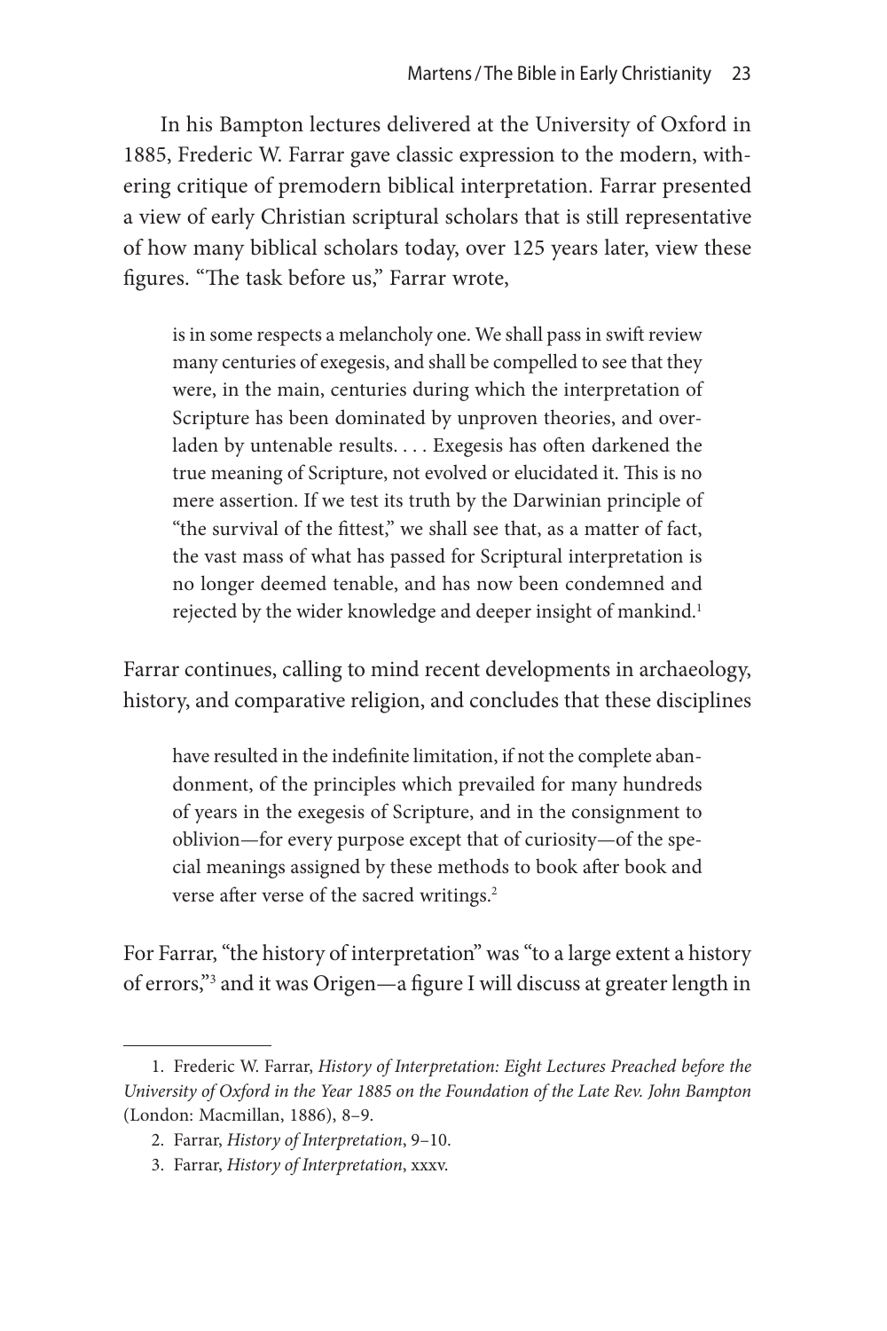In his Bampton lectures delivered at the University of Oxford in 1885, Frederic W. Farrar gave classic expression to the modern, withering critique of premodern biblical interpretation. Farrar presented a view of early Christian scriptural scholars that is still representative of how many biblical scholars today, over 125 years later, view these figures. "The task before us," Farrar wrote,

> is in some respects a melancholy one. We shall pass in swift review many centuries of exegesis, and shall be compelled to see that they were, in the main, centuries during which the interpretation of Scripture has been dominated by unproven theories, and overladen by untenable results. . . . Exegesis has often darkened the true meaning of Scripture, not evolved or elucidated it. This is no mere assertion. If we test its truth by the Darwinian principle of "the survival of the fittest," we shall see that, as a matter of fact, the vast mass of what has passed for Scriptural interpretation is no longer deemed tenable, and has now been condemned and rejected by the wider knowledge and deeper insight of mankind.[1]

Farrar continues, calling to mind recent developments in archaeology, history, and comparative religion, and concludes that these disciplines

> have resulted in the indefinite limitation, if not the complete abandonment, of the principles which prevailed for many hundreds of years in the exegesis of Scripture, and in the consignment to oblivion—for every purpose except that of curiosity—of the special meanings assigned by these methods to book after book and verse after verse of the sacred writings.[2]

For Farrar, "the history of interpretation" was "to a large extent a history of errors,"[3] and it was Origen—a figure I will discuss at greater length in

---

1. Frederic W. Farrar, *History of Interpretation: Eight Lectures Preached before the University of Oxford in the Year 1885 on the Foundation of the Late Rev. John Bampton* (London: Macmillan, 1886), 8–9.

2. Farrar, *History of Interpretation*, 9–10.

3. Farrar, *History of Interpretation*, xxxv.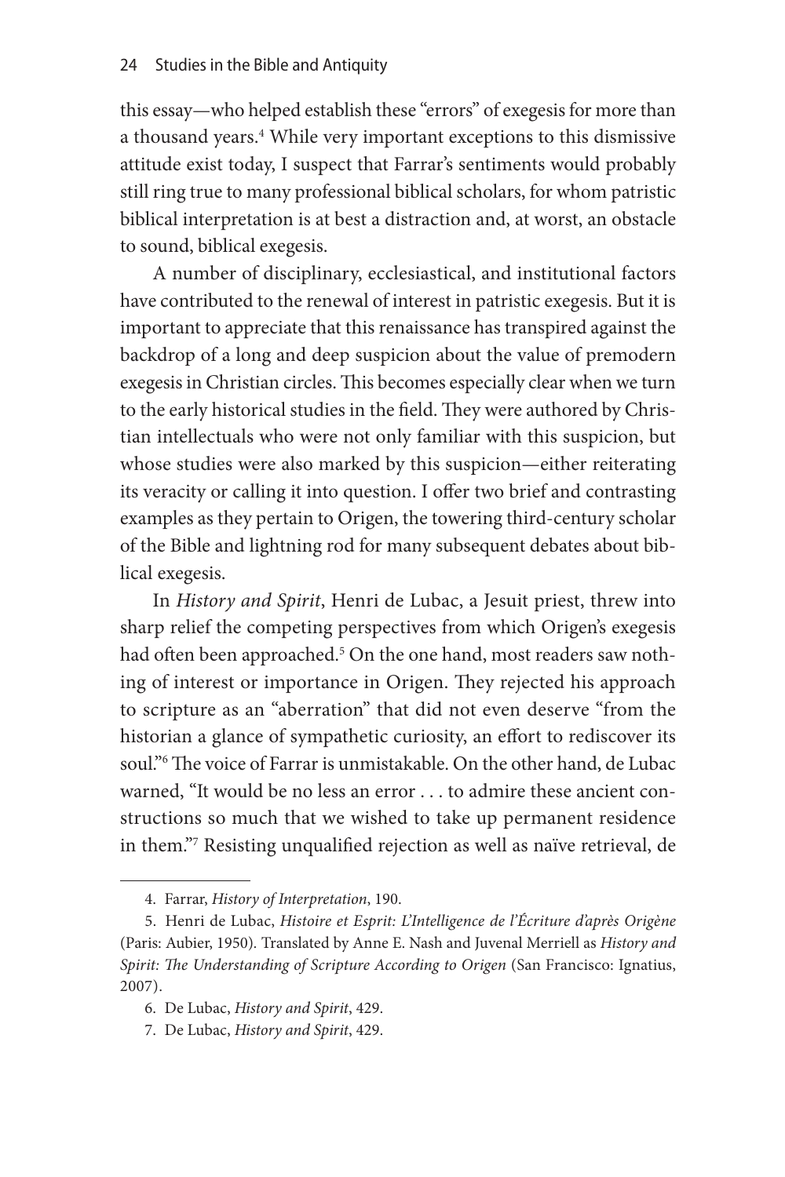this essay—who helped establish these "errors" of exegesis for more than a thousand years.[4] While very important exceptions to this dismissive attitude exist today, I suspect that Farrar's sentiments would probably still ring true to many professional biblical scholars, for whom patristic biblical interpretation is at best a distraction and, at worst, an obstacle to sound, biblical exegesis.

A number of disciplinary, ecclesiastical, and institutional factors have contributed to the renewal of interest in patristic exegesis. But it is important to appreciate that this renaissance has transpired against the backdrop of a long and deep suspicion about the value of premodern exegesis in Christian circles. This becomes especially clear when we turn to the early historical studies in the field. They were authored by Christian intellectuals who were not only familiar with this suspicion, but whose studies were also marked by this suspicion—either reiterating its veracity or calling it into question. I offer two brief and contrasting examples as they pertain to Origen, the towering third-century scholar of the Bible and lightning rod for many subsequent debates about biblical exegesis.

In *History and Spirit*, Henri de Lubac, a Jesuit priest, threw into sharp relief the competing perspectives from which Origen's exegesis had often been approached.[5] On the one hand, most readers saw nothing of interest or importance in Origen. They rejected his approach to scripture as an "aberration" that did not even deserve "from the historian a glance of sympathetic curiosity, an effort to rediscover its soul."[6] The voice of Farrar is unmistakable. On the other hand, de Lubac warned, "It would be no less an error . . . to admire these ancient constructions so much that we wished to take up permanent residence in them."[7] Resisting unqualified rejection as well as naïve retrieval, de

---

4. Farrar, *History of Interpretation*, 190.

5. Henri de Lubac, *Histoire et Esprit: L'Intelligence de l'Écriture d'après Origène* (Paris: Aubier, 1950). Translated by Anne E. Nash and Juvenal Merriell as *History and Spirit: The Understanding of Scripture According to Origen* (San Francisco: Ignatius, 2007).

6. De Lubac, *History and Spirit*, 429.

7. De Lubac, *History and Spirit*, 429.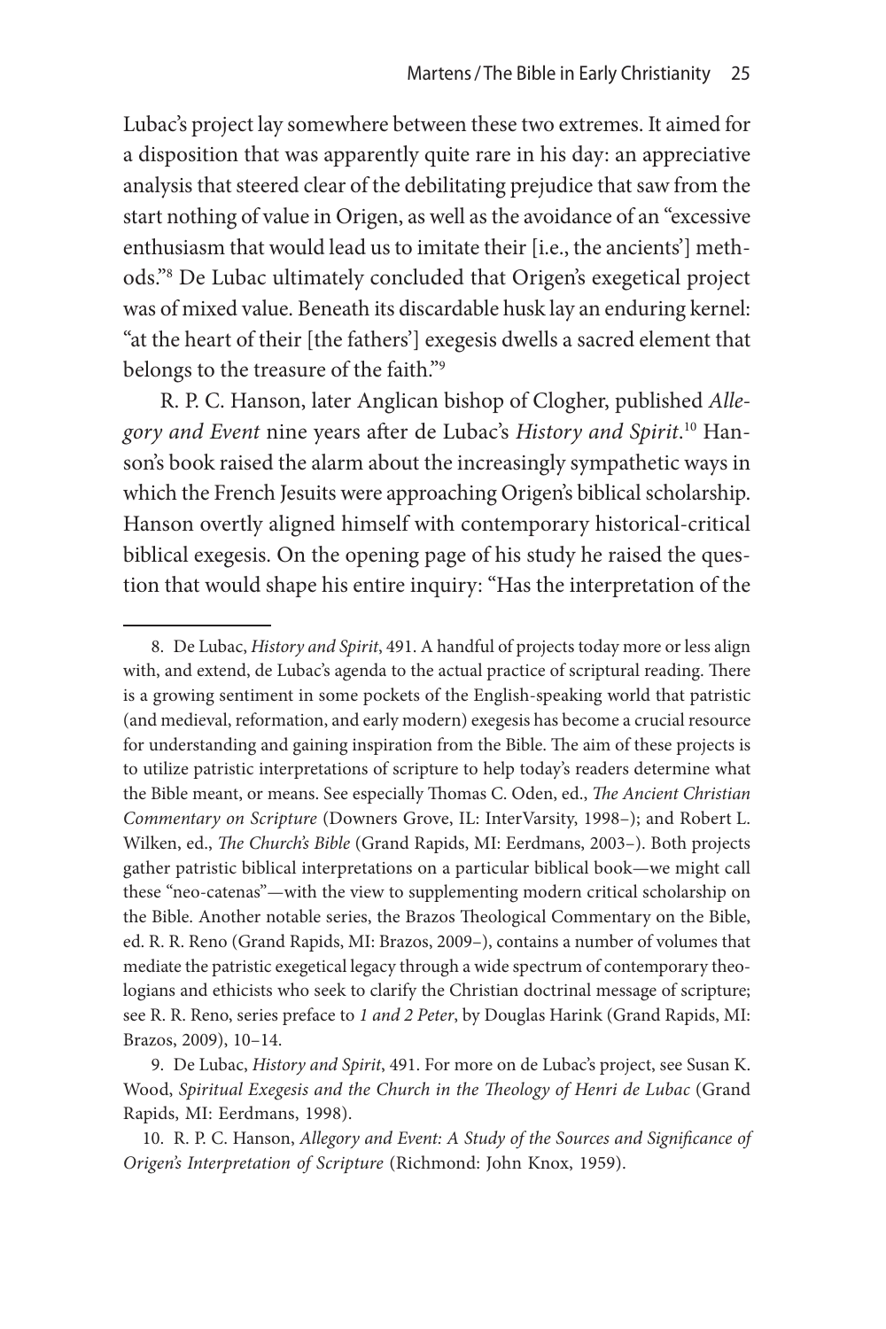Lubac's project lay somewhere between these two extremes. It aimed for a disposition that was apparently quite rare in his day: an appreciative analysis that steered clear of the debilitating prejudice that saw from the start nothing of value in Origen, as well as the avoidance of an "excessive enthusiasm that would lead us to imitate their [i.e., the ancients'] methods."[8] De Lubac ultimately concluded that Origen's exegetical project was of mixed value. Beneath its discardable husk lay an enduring kernel: "at the heart of their [the fathers'] exegesis dwells a sacred element that belongs to the treasure of the faith."[9]

R. P. C. Hanson, later Anglican bishop of Clogher, published *Allegory and Event* nine years after de Lubac's *History and Spirit*.[10] Hanson's book raised the alarm about the increasingly sympathetic ways in which the French Jesuits were approaching Origen's biblical scholarship. Hanson overtly aligned himself with contemporary historical-critical biblical exegesis. On the opening page of his study he raised the question that would shape his entire inquiry: "Has the interpretation of the

---

8. De Lubac, *History and Spirit*, 491. A handful of projects today more or less align with, and extend, de Lubac's agenda to the actual practice of scriptural reading. There is a growing sentiment in some pockets of the English-speaking world that patristic (and medieval, reformation, and early modern) exegesis has become a crucial resource for understanding and gaining inspiration from the Bible. The aim of these projects is to utilize patristic interpretations of scripture to help today's readers determine what the Bible meant, or means. See especially Thomas C. Oden, ed., *The Ancient Christian Commentary on Scripture* (Downers Grove, IL: InterVarsity, 1998–); and Robert L. Wilken, ed., *The Church's Bible* (Grand Rapids, MI: Eerdmans, 2003–). Both projects gather patristic biblical interpretations on a particular biblical book—we might call these "neo-catenas"—with the view to supplementing modern critical scholarship on the Bible. Another notable series, the Brazos Theological Commentary on the Bible, ed. R. R. Reno (Grand Rapids, MI: Brazos, 2009–), contains a number of volumes that mediate the patristic exegetical legacy through a wide spectrum of contemporary theologians and ethicists who seek to clarify the Christian doctrinal message of scripture; see R. R. Reno, series preface to *1 and 2 Peter*, by Douglas Harink (Grand Rapids, MI: Brazos, 2009), 10–14.

9. De Lubac, *History and Spirit*, 491. For more on de Lubac's project, see Susan K. Wood, *Spiritual Exegesis and the Church in the Theology of Henri de Lubac* (Grand Rapids, MI: Eerdmans, 1998).

10. R. P. C. Hanson, *Allegory and Event: A Study of the Sources and Significance of Origen's Interpretation of Scripture* (Richmond: John Knox, 1959).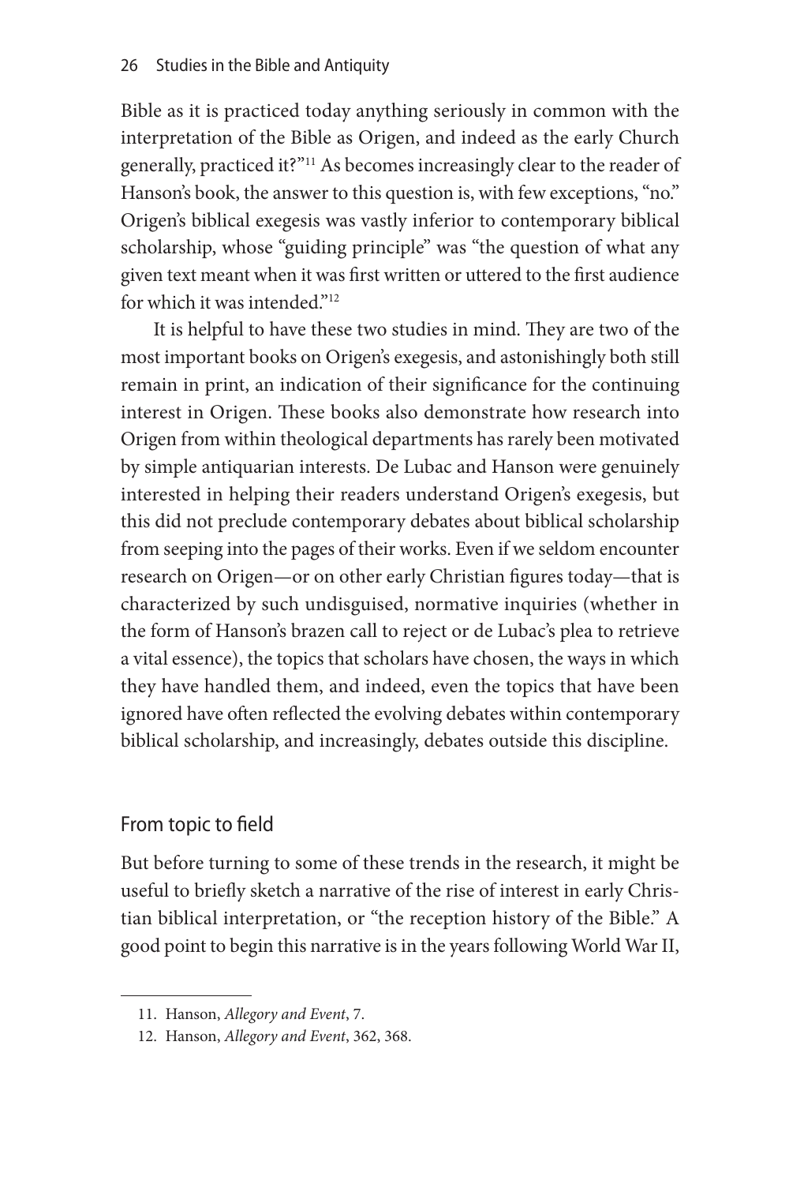Bible as it is practiced today anything seriously in common with the interpretation of the Bible as Origen, and indeed as the early Church generally, practiced it?"[11] As becomes increasingly clear to the reader of Hanson's book, the answer to this question is, with few exceptions, "no." Origen's biblical exegesis was vastly inferior to contemporary biblical scholarship, whose "guiding principle" was "the question of what any given text meant when it was first written or uttered to the first audience for which it was intended."[12]

It is helpful to have these two studies in mind. They are two of the most important books on Origen's exegesis, and astonishingly both still remain in print, an indication of their significance for the continuing interest in Origen. These books also demonstrate how research into Origen from within theological departments has rarely been motivated by simple antiquarian interests. De Lubac and Hanson were genuinely interested in helping their readers understand Origen's exegesis, but this did not preclude contemporary debates about biblical scholarship from seeping into the pages of their works. Even if we seldom encounter research on Origen—or on other early Christian figures today—that is characterized by such undisguised, normative inquiries (whether in the form of Hanson's brazen call to reject or de Lubac's plea to retrieve a vital essence), the topics that scholars have chosen, the ways in which they have handled them, and indeed, even the topics that have been ignored have often reflected the evolving debates within contemporary biblical scholarship, and increasingly, debates outside this discipline.

## From topic to field

But before turning to some of these trends in the research, it might be useful to briefly sketch a narrative of the rise of interest in early Christian biblical interpretation, or "the reception history of the Bible." A good point to begin this narrative is in the years following World War II,

11. Hanson, *Allegory and Event*, 7.

12. Hanson, *Allegory and Event*, 362, 368.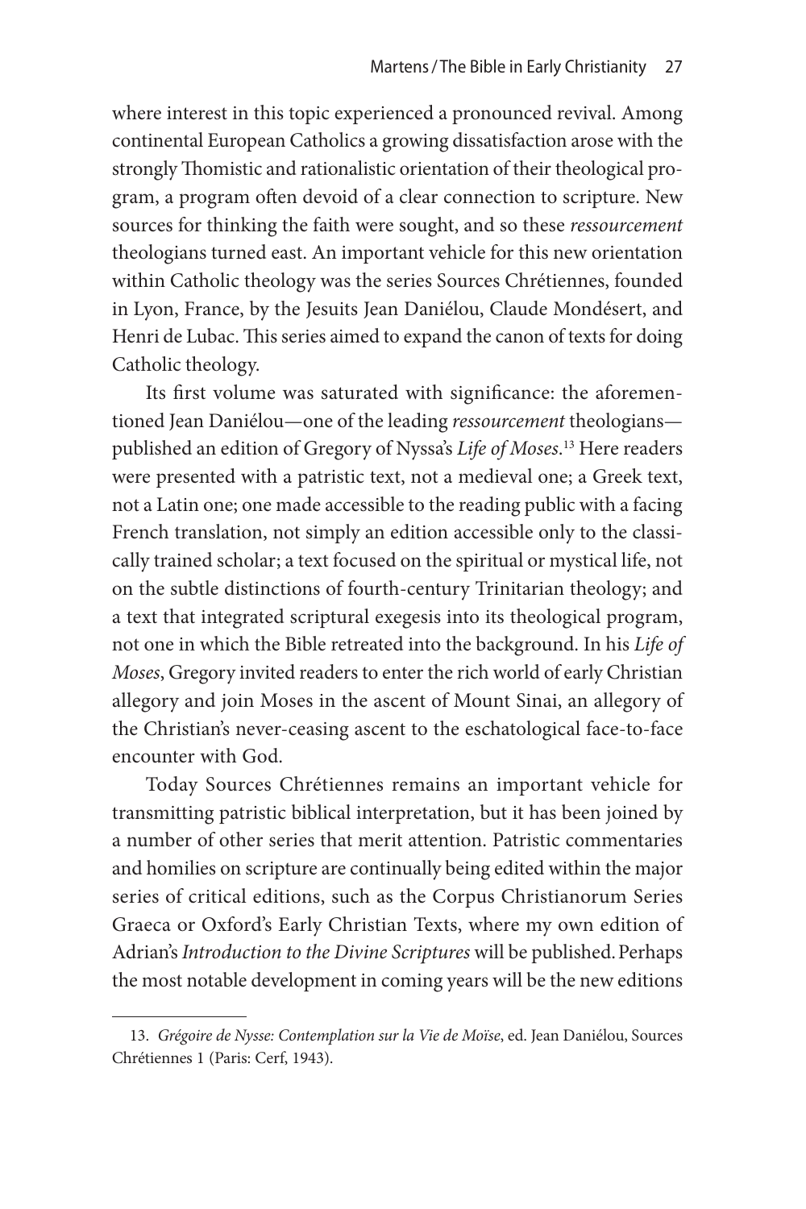where interest in this topic experienced a pronounced revival. Among continental European Catholics a growing dissatisfaction arose with the strongly Thomistic and rationalistic orientation of their theological program, a program often devoid of a clear connection to scripture. New sources for thinking the faith were sought, and so these *ressourcement* theologians turned east. An important vehicle for this new orientation within Catholic theology was the series Sources Chrétiennes, founded in Lyon, France, by the Jesuits Jean Daniélou, Claude Mondésert, and Henri de Lubac. This series aimed to expand the canon of texts for doing Catholic theology.

Its first volume was saturated with significance: the aforementioned Jean Daniélou—one of the leading *ressourcement* theologians—published an edition of Gregory of Nyssa's *Life of Moses*.[13] Here readers were presented with a patristic text, not a medieval one; a Greek text, not a Latin one; one made accessible to the reading public with a facing French translation, not simply an edition accessible only to the classically trained scholar; a text focused on the spiritual or mystical life, not on the subtle distinctions of fourth-century Trinitarian theology; and a text that integrated scriptural exegesis into its theological program, not one in which the Bible retreated into the background. In his *Life of Moses*, Gregory invited readers to enter the rich world of early Christian allegory and join Moses in the ascent of Mount Sinai, an allegory of the Christian's never-ceasing ascent to the eschatological face-to-face encounter with God.

Today Sources Chrétiennes remains an important vehicle for transmitting patristic biblical interpretation, but it has been joined by a number of other series that merit attention. Patristic commentaries and homilies on scripture are continually being edited within the major series of critical editions, such as the Corpus Christianorum Series Graeca or Oxford's Early Christian Texts, where my own edition of Adrian's *Introduction to the Divine Scriptures* will be published. Perhaps the most notable development in coming years will be the new editions

13. *Grégoire de Nysse: Contemplation sur la Vie de Moïse*, ed. Jean Daniélou, Sources Chrétiennes 1 (Paris: Cerf, 1943).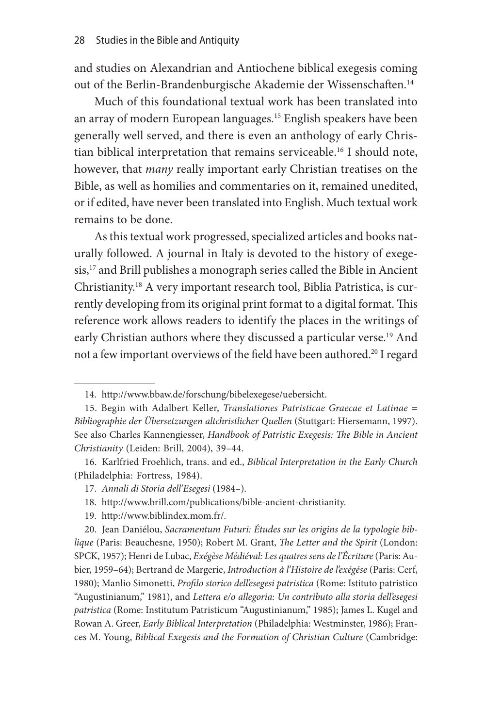and studies on Alexandrian and Antiochene biblical exegesis coming out of the Berlin-Brandenburgische Akademie der Wissenschaften.[14]

Much of this foundational textual work has been translated into an array of modern European languages.[15] English speakers have been generally well served, and there is even an anthology of early Christian biblical interpretation that remains serviceable.[16] I should note, however, that *many* really important early Christian treatises on the Bible, as well as homilies and commentaries on it, remained unedited, or if edited, have never been translated into English. Much textual work remains to be done.

As this textual work progressed, specialized articles and books naturally followed. A journal in Italy is devoted to the history of exegesis,[17] and Brill publishes a monograph series called the Bible in Ancient Christianity.[18] A very important research tool, Biblia Patristica, is currently developing from its original print format to a digital format. This reference work allows readers to identify the places in the writings of early Christian authors where they discussed a particular verse.[19] And not a few important overviews of the field have been authored.[20] I regard

---

14. http://www.bbaw.de/forschung/bibelexegese/uebersicht.

15. Begin with Adalbert Keller, *Translationes Patristicae Graecae et Latinae = Bibliographie der Übersetzungen altchristlicher Quellen* (Stuttgart: Hiersemann, 1997). See also Charles Kannengiesser, *Handbook of Patristic Exegesis: The Bible in Ancient Christianity* (Leiden: Brill, 2004), 39–44.

16. Karlfried Froehlich, trans. and ed., *Biblical Interpretation in the Early Church* (Philadelphia: Fortress, 1984).

17. *Annali di Storia dell'Esegesi* (1984–).

18. http://www.brill.com/publications/bible-ancient-christianity.

19. http://www.biblindex.mom.fr/.

20. Jean Daniélou, *Sacramentum Futuri: Études sur les origins de la typologie biblique* (Paris: Beauchesne, 1950); Robert M. Grant, *The Letter and the Spirit* (London: SPCK, 1957); Henri de Lubac, *Exégèse Médiéval: Les quatres sens de l'Écriture* (Paris: Aubier, 1959–64); Bertrand de Margerie, *Introduction à l'Histoire de l'exégése* (Paris: Cerf, 1980); Manlio Simonetti, *Profilo storico dell'esegesi patristica* (Rome: Istituto patristico "Augustinianum," 1981), and *Lettera e/o allegoria: Un contributo alla storia dell'esegesi patristica* (Rome: Institutum Patristicum "Augustinianum," 1985); James L. Kugel and Rowan A. Greer, *Early Biblical Interpretation* (Philadelphia: Westminster, 1986); Frances M. Young, *Biblical Exegesis and the Formation of Christian Culture* (Cambridge: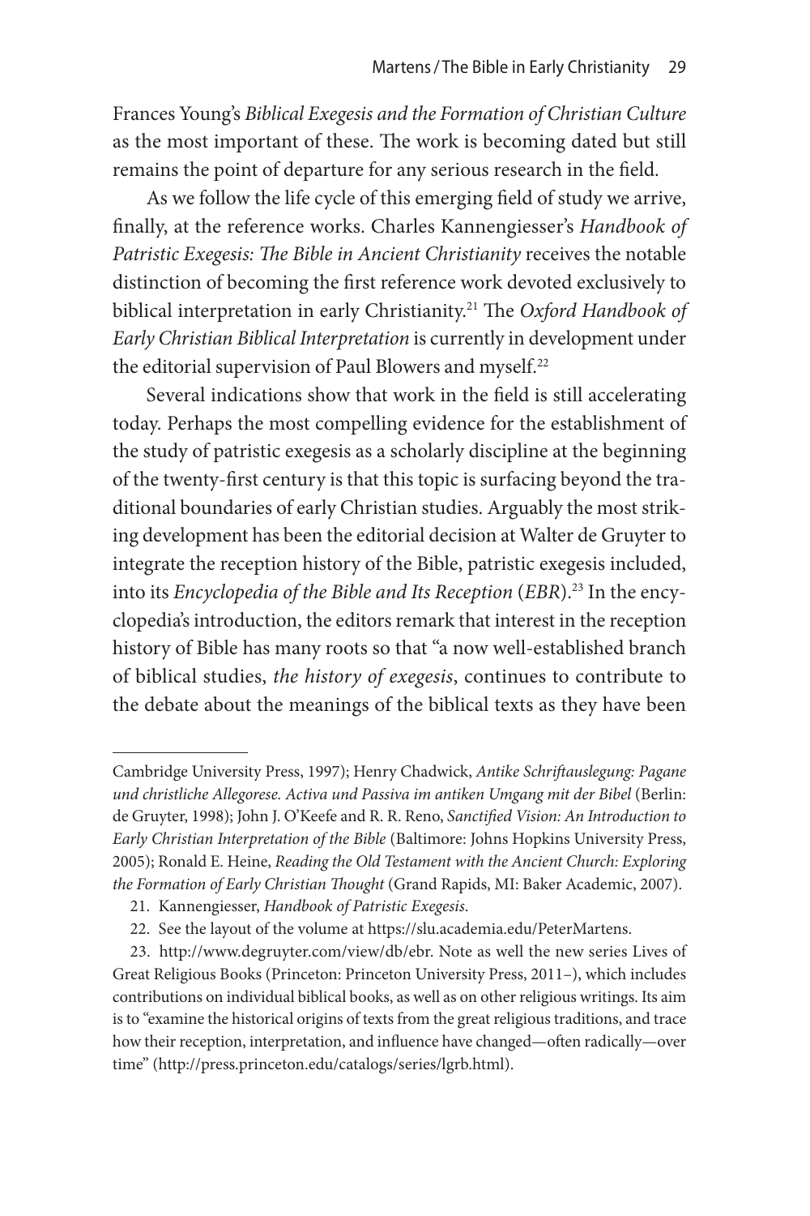Frances Young's *Biblical Exegesis and the Formation of Christian Culture* as the most important of these. The work is becoming dated but still remains the point of departure for any serious research in the field.

As we follow the life cycle of this emerging field of study we arrive, finally, at the reference works. Charles Kannengiesser's *Handbook of Patristic Exegesis: The Bible in Ancient Christianity* receives the notable distinction of becoming the first reference work devoted exclusively to biblical interpretation in early Christianity.[21] The *Oxford Handbook of Early Christian Biblical Interpretation* is currently in development under the editorial supervision of Paul Blowers and myself.[22]

Several indications show that work in the field is still accelerating today. Perhaps the most compelling evidence for the establishment of the study of patristic exegesis as a scholarly discipline at the beginning of the twenty-first century is that this topic is surfacing beyond the traditional boundaries of early Christian studies. Arguably the most striking development has been the editorial decision at Walter de Gruyter to integrate the reception history of the Bible, patristic exegesis included, into its *Encyclopedia of the Bible and Its Reception* (*EBR*).[23] In the encyclopedia's introduction, the editors remark that interest in the reception history of Bible has many roots so that "a now well-established branch of biblical studies, *the history of exegesis*, continues to contribute to the debate about the meanings of the biblical texts as they have been

---

Cambridge University Press, 1997); Henry Chadwick, *Antike Schriftauslegung: Pagane und christliche Allegorese. Activa und Passiva im antiken Umgang mit der Bibel* (Berlin: de Gruyter, 1998); John J. O'Keefe and R. R. Reno, *Sanctified Vision: An Introduction to Early Christian Interpretation of the Bible* (Baltimore: Johns Hopkins University Press, 2005); Ronald E. Heine, *Reading the Old Testament with the Ancient Church: Exploring the Formation of Early Christian Thought* (Grand Rapids, MI: Baker Academic, 2007).

21. Kannengiesser, *Handbook of Patristic Exegesis*.

22. See the layout of the volume at https://slu.academia.edu/PeterMartens.

23. http://www.degruyter.com/view/db/ebr. Note as well the new series Lives of Great Religious Books (Princeton: Princeton University Press, 2011–), which includes contributions on individual biblical books, as well as on other religious writings. Its aim is to "examine the historical origins of texts from the great religious traditions, and trace how their reception, interpretation, and influence have changed—often radically—over time" (http://press.princeton.edu/catalogs/series/lgrb.html).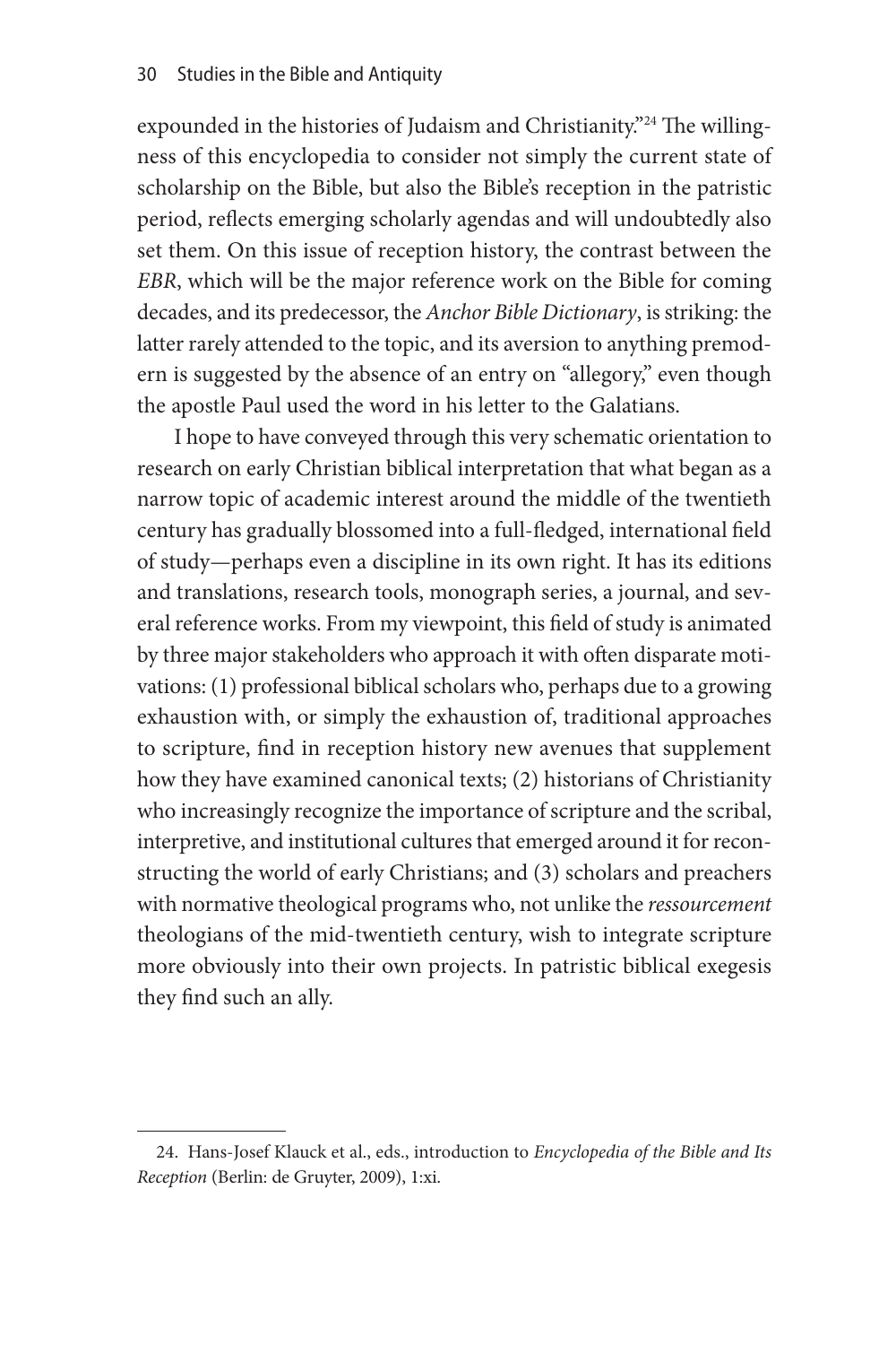expounded in the histories of Judaism and Christianity."[24] The willingness of this encyclopedia to consider not simply the current state of scholarship on the Bible, but also the Bible's reception in the patristic period, reflects emerging scholarly agendas and will undoubtedly also set them. On this issue of reception history, the contrast between the *EBR*, which will be the major reference work on the Bible for coming decades, and its predecessor, the *Anchor Bible Dictionary*, is striking: the latter rarely attended to the topic, and its aversion to anything premodern is suggested by the absence of an entry on "allegory," even though the apostle Paul used the word in his letter to the Galatians.

I hope to have conveyed through this very schematic orientation to research on early Christian biblical interpretation that what began as a narrow topic of academic interest around the middle of the twentieth century has gradually blossomed into a full-fledged, international field of study—perhaps even a discipline in its own right. It has its editions and translations, research tools, monograph series, a journal, and several reference works. From my viewpoint, this field of study is animated by three major stakeholders who approach it with often disparate motivations: (1) professional biblical scholars who, perhaps due to a growing exhaustion with, or simply the exhaustion of, traditional approaches to scripture, find in reception history new avenues that supplement how they have examined canonical texts; (2) historians of Christianity who increasingly recognize the importance of scripture and the scribal, interpretive, and institutional cultures that emerged around it for reconstructing the world of early Christians; and (3) scholars and preachers with normative theological programs who, not unlike the *ressourcement* theologians of the mid-twentieth century, wish to integrate scripture more obviously into their own projects. In patristic biblical exegesis they find such an ally.

---

24. Hans-Josef Klauck et al., eds., introduction to *Encyclopedia of the Bible and Its Reception* (Berlin: de Gruyter, 2009), 1:xi.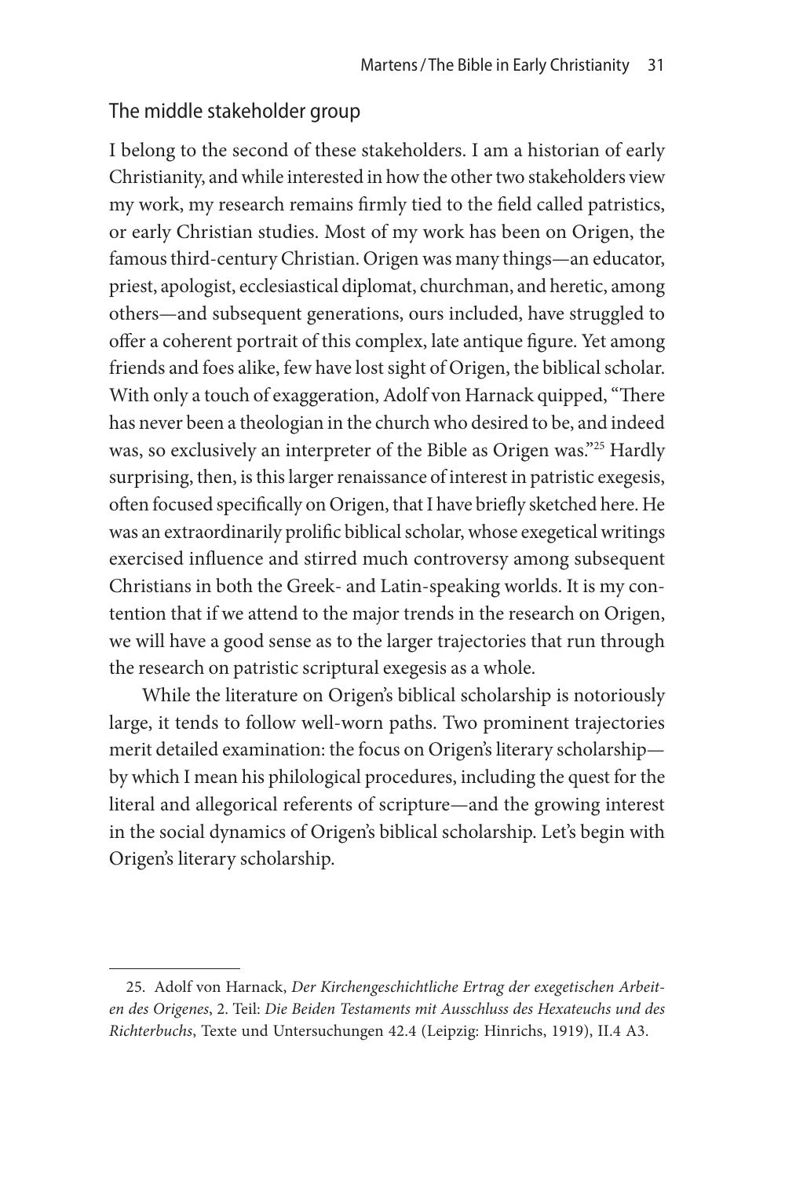## The middle stakeholder group

I belong to the second of these stakeholders. I am a historian of early Christianity, and while interested in how the other two stakeholders view my work, my research remains firmly tied to the field called patristics, or early Christian studies. Most of my work has been on Origen, the famous third-century Christian. Origen was many things—an educator, priest, apologist, ecclesiastical diplomat, churchman, and heretic, among others—and subsequent generations, ours included, have struggled to offer a coherent portrait of this complex, late antique figure. Yet among friends and foes alike, few have lost sight of Origen, the biblical scholar. With only a touch of exaggeration, Adolf von Harnack quipped, "There has never been a theologian in the church who desired to be, and indeed was, so exclusively an interpreter of the Bible as Origen was."[25] Hardly surprising, then, is this larger renaissance of interest in patristic exegesis, often focused specifically on Origen, that I have briefly sketched here. He was an extraordinarily prolific biblical scholar, whose exegetical writings exercised influence and stirred much controversy among subsequent Christians in both the Greek- and Latin-speaking worlds. It is my contention that if we attend to the major trends in the research on Origen, we will have a good sense as to the larger trajectories that run through the research on patristic scriptural exegesis as a whole.

While the literature on Origen's biblical scholarship is notoriously large, it tends to follow well-worn paths. Two prominent trajectories merit detailed examination: the focus on Origen's literary scholarship—by which I mean his philological procedures, including the quest for the literal and allegorical referents of scripture—and the growing interest in the social dynamics of Origen's biblical scholarship. Let's begin with Origen's literary scholarship.

---

25. Adolf von Harnack, *Der Kirchengeschichtliche Ertrag der exegetischen Arbeiten des Origenes*, 2. Teil: *Die Beiden Testaments mit Ausschluss des Hexateuchs und des Richterbuchs*, Texte und Untersuchungen 42.4 (Leipzig: Hinrichs, 1919), II.4 A3.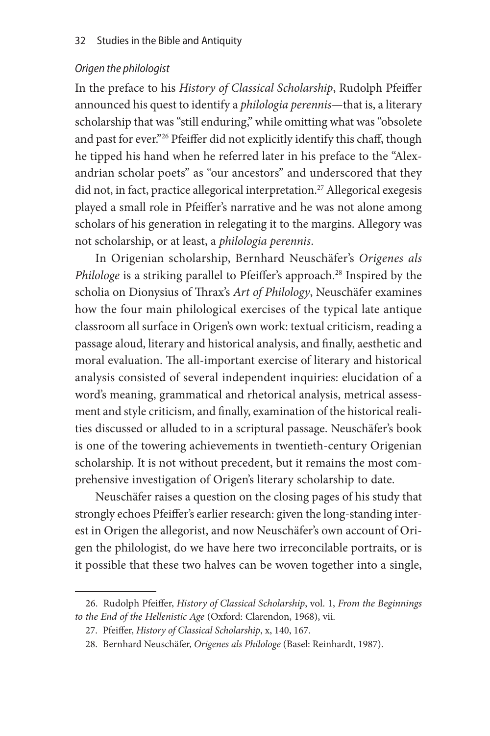*Origen the philologist*

In the preface to his *History of Classical Scholarship*, Rudolph Pfeiffer announced his quest to identify a *philologia perennis*—that is, a literary scholarship that was "still enduring," while omitting what was "obsolete and past for ever."[26] Pfeiffer did not explicitly identify this chaff, though he tipped his hand when he referred later in his preface to the "Alexandrian scholar poets" as "our ancestors" and underscored that they did not, in fact, practice allegorical interpretation.[27] Allegorical exegesis played a small role in Pfeiffer's narrative and he was not alone among scholars of his generation in relegating it to the margins. Allegory was not scholarship, or at least, a *philologia perennis*.

In Origenian scholarship, Bernhard Neuschäfer's *Origenes als Philologe* is a striking parallel to Pfeiffer's approach.[28] Inspired by the scholia on Dionysius of Thrax's *Art of Philology*, Neuschäfer examines how the four main philological exercises of the typical late antique classroom all surface in Origen's own work: textual criticism, reading a passage aloud, literary and historical analysis, and finally, aesthetic and moral evaluation. The all-important exercise of literary and historical analysis consisted of several independent inquiries: elucidation of a word's meaning, grammatical and rhetorical analysis, metrical assessment and style criticism, and finally, examination of the historical realities discussed or alluded to in a scriptural passage. Neuschäfer's book is one of the towering achievements in twentieth-century Origenian scholarship. It is not without precedent, but it remains the most comprehensive investigation of Origen's literary scholarship to date.

Neuschäfer raises a question on the closing pages of his study that strongly echoes Pfeiffer's earlier research: given the long-standing interest in Origen the allegorist, and now Neuschäfer's own account of Origen the philologist, do we have here two irreconcilable portraits, or is it possible that these two halves can be woven together into a single,

---

26. Rudolph Pfeiffer, *History of Classical Scholarship*, vol. 1, *From the Beginnings to the End of the Hellenistic Age* (Oxford: Clarendon, 1968), vii.

27. Pfeiffer, *History of Classical Scholarship*, x, 140, 167.

28. Bernhard Neuschäfer, *Origenes als Philologe* (Basel: Reinhardt, 1987).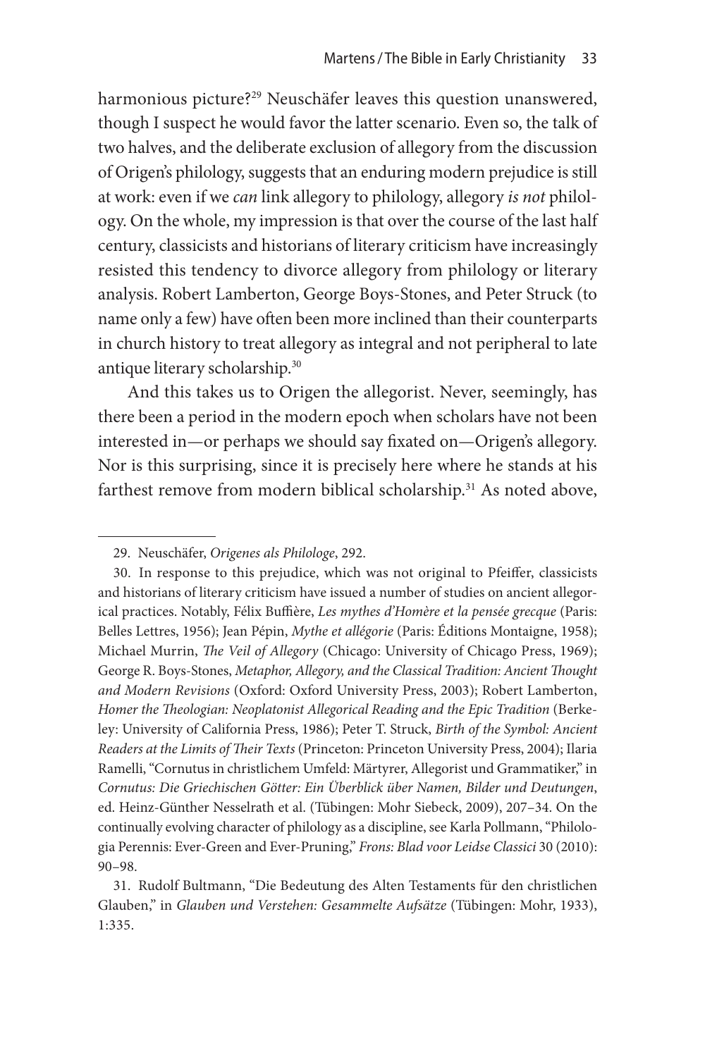harmonious picture?[29] Neuschäfer leaves this question unanswered, though I suspect he would favor the latter scenario. Even so, the talk of two halves, and the deliberate exclusion of allegory from the discussion of Origen's philology, suggests that an enduring modern prejudice is still at work: even if we *can* link allegory to philology, allegory *is not* philology. On the whole, my impression is that over the course of the last half century, classicists and historians of literary criticism have increasingly resisted this tendency to divorce allegory from philology or literary analysis. Robert Lamberton, George Boys-Stones, and Peter Struck (to name only a few) have often been more inclined than their counterparts in church history to treat allegory as integral and not peripheral to late antique literary scholarship.[30]

And this takes us to Origen the allegorist. Never, seemingly, has there been a period in the modern epoch when scholars have not been interested in—or perhaps we should say fixated on—Origen's allegory. Nor is this surprising, since it is precisely here where he stands at his farthest remove from modern biblical scholarship.[31] As noted above,

---

29. Neuschäfer, *Origenes als Philologe*, 292.

30. In response to this prejudice, which was not original to Pfeiffer, classicists and historians of literary criticism have issued a number of studies on ancient allegorical practices. Notably, Félix Buffière, *Les mythes d'Homère et la pensée grecque* (Paris: Belles Lettres, 1956); Jean Pépin, *Mythe et allégorie* (Paris: Éditions Montaigne, 1958); Michael Murrin, *The Veil of Allegory* (Chicago: University of Chicago Press, 1969); George R. Boys-Stones, *Metaphor, Allegory, and the Classical Tradition: Ancient Thought and Modern Revisions* (Oxford: Oxford University Press, 2003); Robert Lamberton, *Homer the Theologian: Neoplatonist Allegorical Reading and the Epic Tradition* (Berkeley: University of California Press, 1986); Peter T. Struck, *Birth of the Symbol: Ancient Readers at the Limits of Their Texts* (Princeton: Princeton University Press, 2004); Ilaria Ramelli, "Cornutus in christlichem Umfeld: Märtyrer, Allegorist und Grammatiker," in *Cornutus: Die Griechischen Götter: Ein Überblick über Namen, Bilder und Deutungen*, ed. Heinz-Günther Nesselrath et al. (Tübingen: Mohr Siebeck, 2009), 207–34. On the continually evolving character of philology as a discipline, see Karla Pollmann, "Philologia Perennis: Ever-Green and Ever-Pruning," *Frons: Blad voor Leidse Classici* 30 (2010): 90–98.

31. Rudolf Bultmann, "Die Bedeutung des Alten Testaments für den christlichen Glauben," in *Glauben und Verstehen: Gesammelte Aufsätze* (Tübingen: Mohr, 1933), 1:335.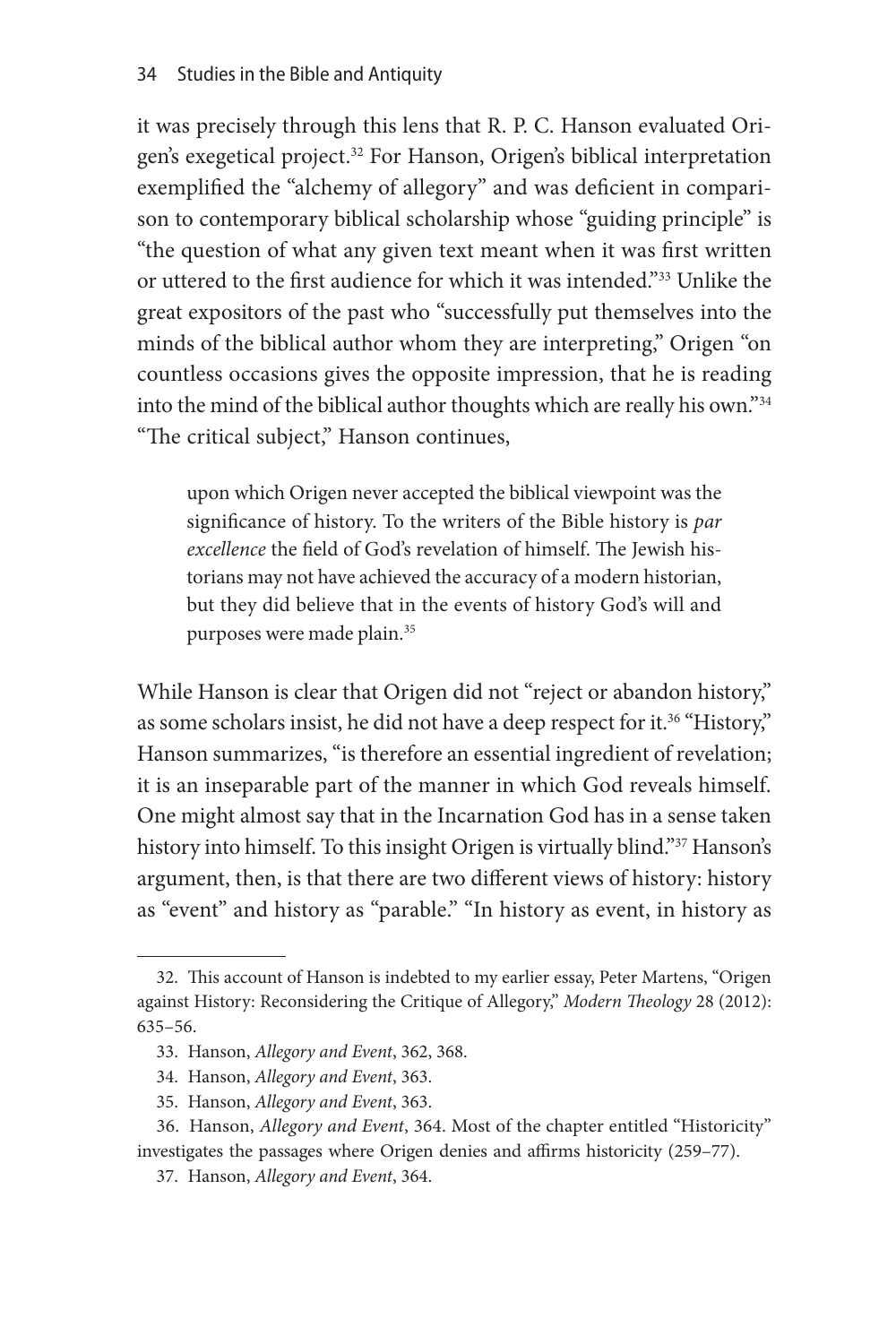it was precisely through this lens that R. P. C. Hanson evaluated Origen's exegetical project.[32] For Hanson, Origen's biblical interpretation exemplified the "alchemy of allegory" and was deficient in comparison to contemporary biblical scholarship whose "guiding principle" is "the question of what any given text meant when it was first written or uttered to the first audience for which it was intended."[33] Unlike the great expositors of the past who "successfully put themselves into the minds of the biblical author whom they are interpreting," Origen "on countless occasions gives the opposite impression, that he is reading into the mind of the biblical author thoughts which are really his own."[34] "The critical subject," Hanson continues,

> upon which Origen never accepted the biblical viewpoint was the significance of history. To the writers of the Bible history is *par excellence* the field of God's revelation of himself. The Jewish historians may not have achieved the accuracy of a modern historian, but they did believe that in the events of history God's will and purposes were made plain.[35]

While Hanson is clear that Origen did not "reject or abandon history," as some scholars insist, he did not have a deep respect for it.[36] "History," Hanson summarizes, "is therefore an essential ingredient of revelation; it is an inseparable part of the manner in which God reveals himself. One might almost say that in the Incarnation God has in a sense taken history into himself. To this insight Origen is virtually blind."[37] Hanson's argument, then, is that there are two different views of history: history as "event" and history as "parable." "In history as event, in history as

---

32. This account of Hanson is indebted to my earlier essay, Peter Martens, "Origen against History: Reconsidering the Critique of Allegory," *Modern Theology* 28 (2012): 635–56.

33. Hanson, *Allegory and Event*, 362, 368.

34. Hanson, *Allegory and Event*, 363.

35. Hanson, *Allegory and Event*, 363.

36. Hanson, *Allegory and Event*, 364. Most of the chapter entitled "Historicity" investigates the passages where Origen denies and affirms historicity (259–77).

37. Hanson, *Allegory and Event*, 364.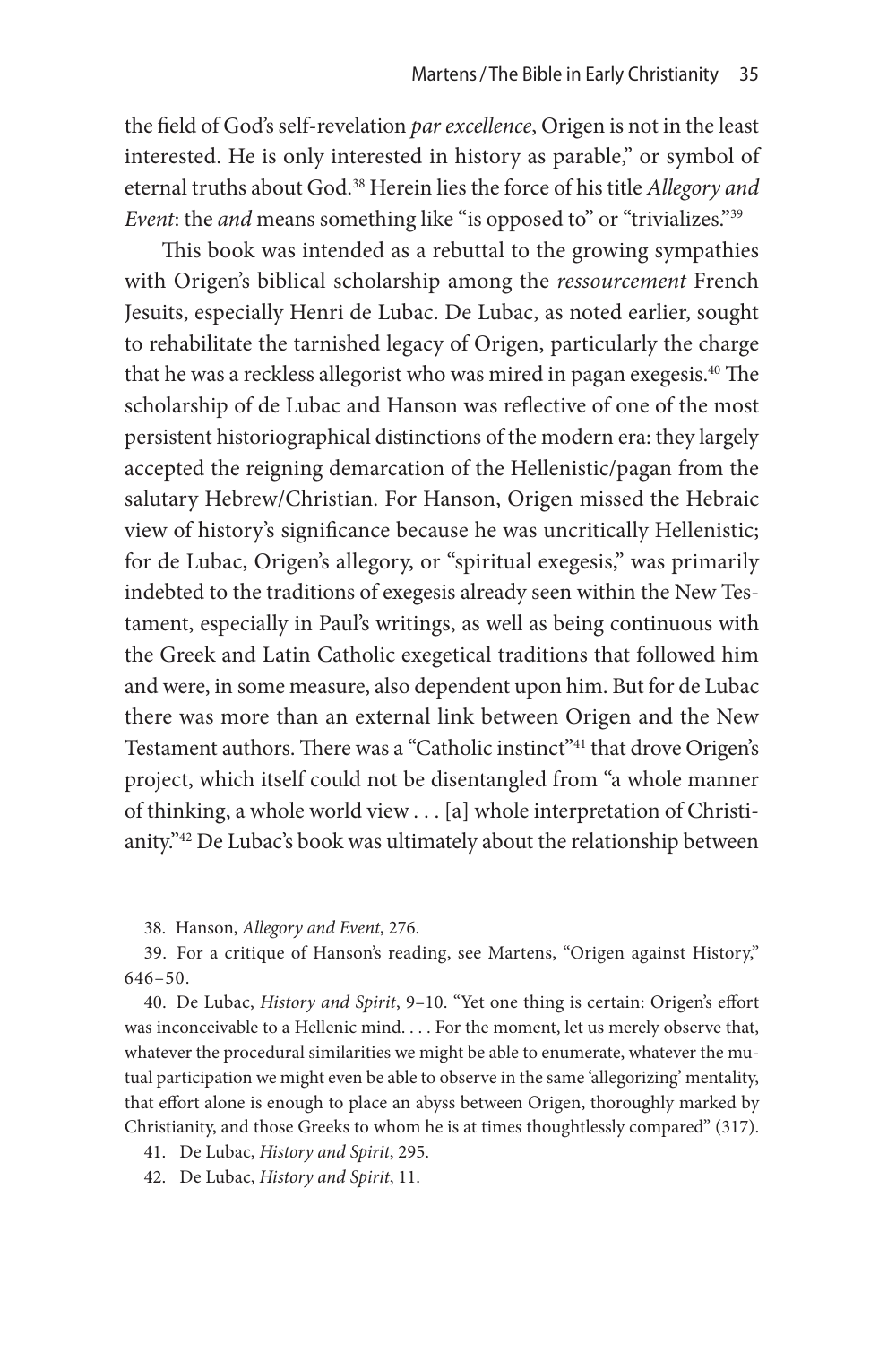the field of God's self-revelation *par excellence*, Origen is not in the least interested. He is only interested in history as parable," or symbol of eternal truths about God.[38] Herein lies the force of his title *Allegory and Event*: the *and* means something like "is opposed to" or "trivializes."[39]

This book was intended as a rebuttal to the growing sympathies with Origen's biblical scholarship among the *ressourcement* French Jesuits, especially Henri de Lubac. De Lubac, as noted earlier, sought to rehabilitate the tarnished legacy of Origen, particularly the charge that he was a reckless allegorist who was mired in pagan exegesis.[40] The scholarship of de Lubac and Hanson was reflective of one of the most persistent historiographical distinctions of the modern era: they largely accepted the reigning demarcation of the Hellenistic/pagan from the salutary Hebrew/Christian. For Hanson, Origen missed the Hebraic view of history's significance because he was uncritically Hellenistic; for de Lubac, Origen's allegory, or "spiritual exegesis," was primarily indebted to the traditions of exegesis already seen within the New Testament, especially in Paul's writings, as well as being continuous with the Greek and Latin Catholic exegetical traditions that followed him and were, in some measure, also dependent upon him. But for de Lubac there was more than an external link between Origen and the New Testament authors. There was a "Catholic instinct"[41] that drove Origen's project, which itself could not be disentangled from "a whole manner of thinking, a whole world view . . . [a] whole interpretation of Christianity."[42] De Lubac's book was ultimately about the relationship between

---

38. Hanson, *Allegory and Event*, 276.

39. For a critique of Hanson's reading, see Martens, "Origen against History," 646–50.

40. De Lubac, *History and Spirit*, 9–10. "Yet one thing is certain: Origen's effort was inconceivable to a Hellenic mind. . . . For the moment, let us merely observe that, whatever the procedural similarities we might be able to enumerate, whatever the mutual participation we might even be able to observe in the same 'allegorizing' mentality, that effort alone is enough to place an abyss between Origen, thoroughly marked by Christianity, and those Greeks to whom he is at times thoughtlessly compared" (317).

41. De Lubac, *History and Spirit*, 295.

42. De Lubac, *History and Spirit*, 11.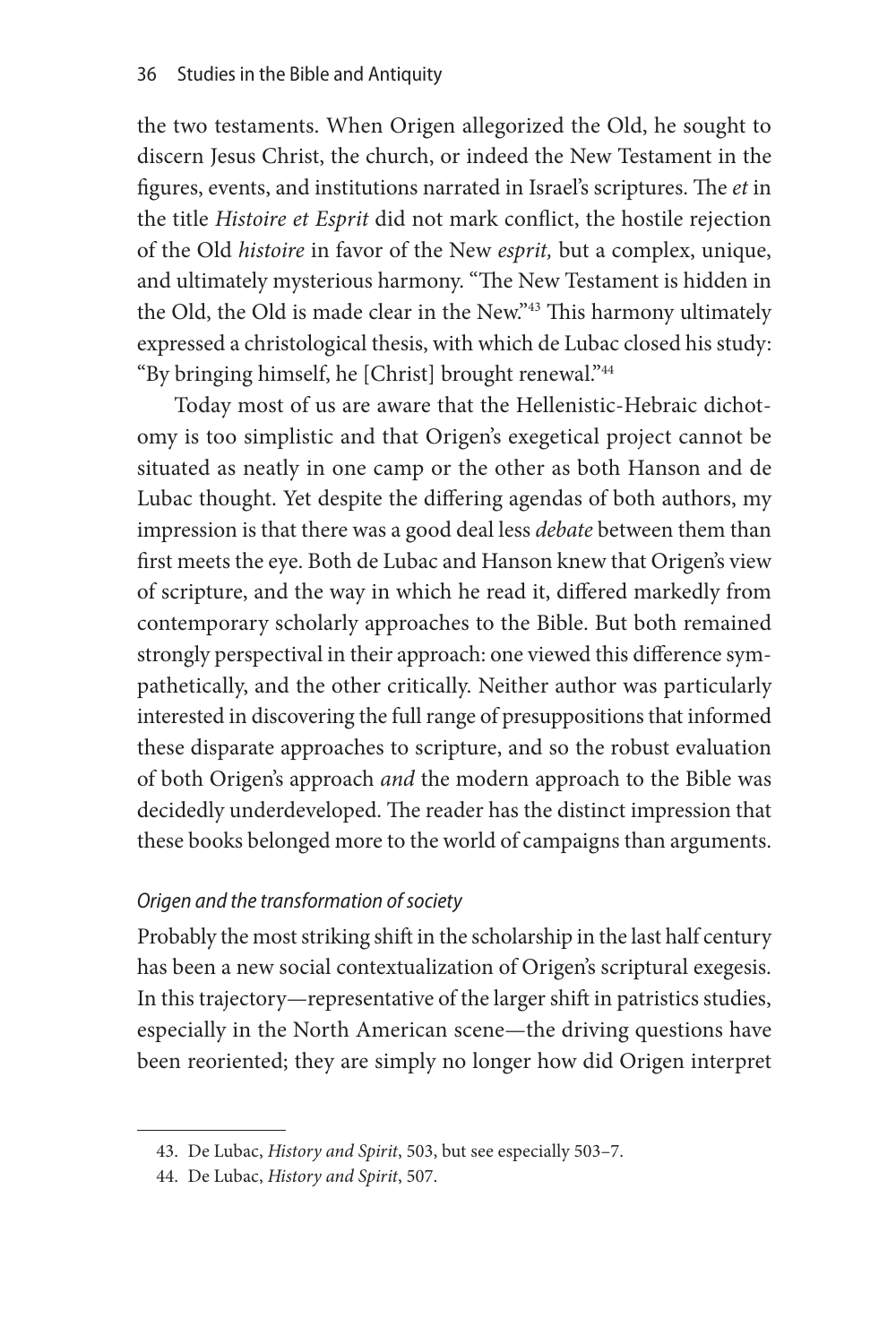the two testaments. When Origen allegorized the Old, he sought to discern Jesus Christ, the church, or indeed the New Testament in the figures, events, and institutions narrated in Israel's scriptures. The *et* in the title *Histoire et Esprit* did not mark conflict, the hostile rejection of the Old *histoire* in favor of the New *esprit,* but a complex, unique, and ultimately mysterious harmony. "The New Testament is hidden in the Old, the Old is made clear in the New."[43] This harmony ultimately expressed a christological thesis, with which de Lubac closed his study: "By bringing himself, he [Christ] brought renewal."[44]

Today most of us are aware that the Hellenistic-Hebraic dichotomy is too simplistic and that Origen's exegetical project cannot be situated as neatly in one camp or the other as both Hanson and de Lubac thought. Yet despite the differing agendas of both authors, my impression is that there was a good deal less *debate* between them than first meets the eye. Both de Lubac and Hanson knew that Origen's view of scripture, and the way in which he read it, differed markedly from contemporary scholarly approaches to the Bible. But both remained strongly perspectival in their approach: one viewed this difference sympathetically, and the other critically. Neither author was particularly interested in discovering the full range of presuppositions that informed these disparate approaches to scripture, and so the robust evaluation of both Origen's approach *and* the modern approach to the Bible was decidedly underdeveloped. The reader has the distinct impression that these books belonged more to the world of campaigns than arguments.

### *Origen and the transformation of society*

Probably the most striking shift in the scholarship in the last half century has been a new social contextualization of Origen's scriptural exegesis. In this trajectory—representative of the larger shift in patristics studies, especially in the North American scene—the driving questions have been reoriented; they are simply no longer how did Origen interpret

43. De Lubac, *History and Spirit*, 503, but see especially 503–7.

44. De Lubac, *History and Spirit*, 507.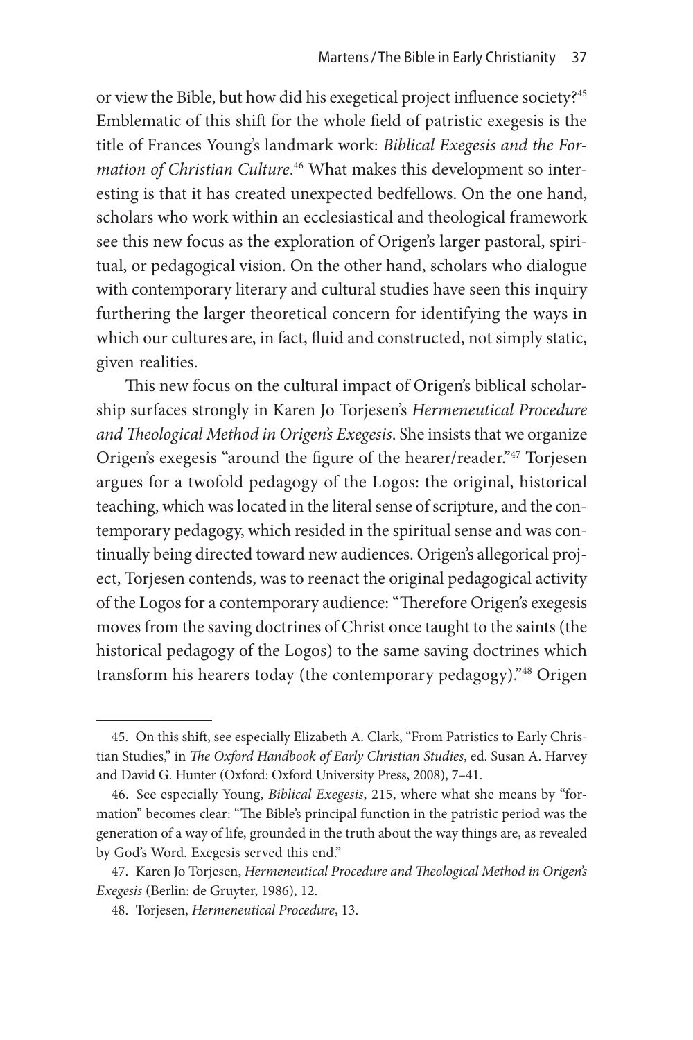or view the Bible, but how did his exegetical project influence society?[45] Emblematic of this shift for the whole field of patristic exegesis is the title of Frances Young's landmark work: *Biblical Exegesis and the Formation of Christian Culture*.[46] What makes this development so interesting is that it has created unexpected bedfellows. On the one hand, scholars who work within an ecclesiastical and theological framework see this new focus as the exploration of Origen's larger pastoral, spiritual, or pedagogical vision. On the other hand, scholars who dialogue with contemporary literary and cultural studies have seen this inquiry furthering the larger theoretical concern for identifying the ways in which our cultures are, in fact, fluid and constructed, not simply static, given realities.

This new focus on the cultural impact of Origen's biblical scholarship surfaces strongly in Karen Jo Torjesen's *Hermeneutical Procedure and Theological Method in Origen's Exegesis*. She insists that we organize Origen's exegesis "around the figure of the hearer/reader."[47] Torjesen argues for a twofold pedagogy of the Logos: the original, historical teaching, which was located in the literal sense of scripture, and the contemporary pedagogy, which resided in the spiritual sense and was continually being directed toward new audiences. Origen's allegorical project, Torjesen contends, was to reenact the original pedagogical activity of the Logos for a contemporary audience: "Therefore Origen's exegesis moves from the saving doctrines of Christ once taught to the saints (the historical pedagogy of the Logos) to the same saving doctrines which transform his hearers today (the contemporary pedagogy)."[48] Origen

---

45. On this shift, see especially Elizabeth A. Clark, "From Patristics to Early Christian Studies," in *The Oxford Handbook of Early Christian Studies*, ed. Susan A. Harvey and David G. Hunter (Oxford: Oxford University Press, 2008), 7–41.

46. See especially Young, *Biblical Exegesis*, 215, where what she means by "formation" becomes clear: "The Bible's principal function in the patristic period was the generation of a way of life, grounded in the truth about the way things are, as revealed by God's Word. Exegesis served this end."

47. Karen Jo Torjesen, *Hermeneutical Procedure and Theological Method in Origen's Exegesis* (Berlin: de Gruyter, 1986), 12.

48. Torjesen, *Hermeneutical Procedure*, 13.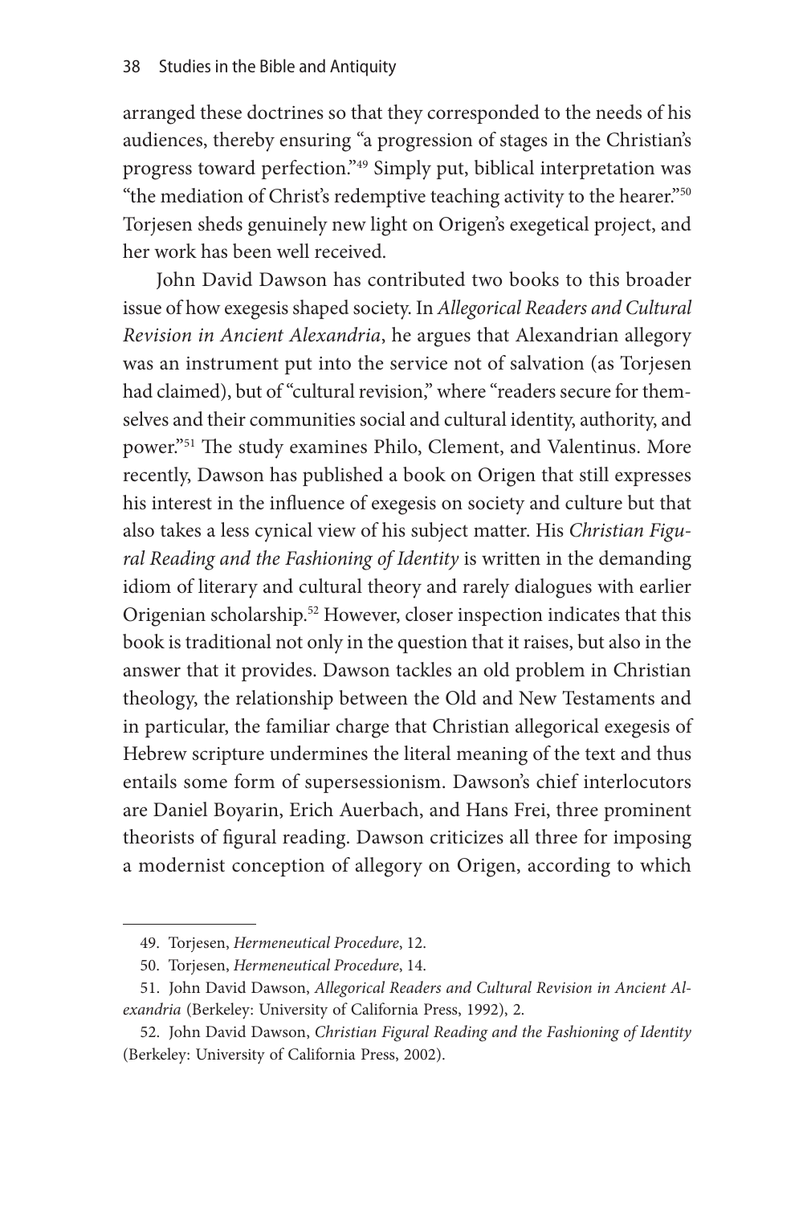arranged these doctrines so that they corresponded to the needs of his audiences, thereby ensuring "a progression of stages in the Christian's progress toward perfection."[49] Simply put, biblical interpretation was "the mediation of Christ's redemptive teaching activity to the hearer."[50] Torjesen sheds genuinely new light on Origen's exegetical project, and her work has been well received.

John David Dawson has contributed two books to this broader issue of how exegesis shaped society. In *Allegorical Readers and Cultural Revision in Ancient Alexandria*, he argues that Alexandrian allegory was an instrument put into the service not of salvation (as Torjesen had claimed), but of "cultural revision," where "readers secure for themselves and their communities social and cultural identity, authority, and power."[51] The study examines Philo, Clement, and Valentinus. More recently, Dawson has published a book on Origen that still expresses his interest in the influence of exegesis on society and culture but that also takes a less cynical view of his subject matter. His *Christian Figural Reading and the Fashioning of Identity* is written in the demanding idiom of literary and cultural theory and rarely dialogues with earlier Origenian scholarship.[52] However, closer inspection indicates that this book is traditional not only in the question that it raises, but also in the answer that it provides. Dawson tackles an old problem in Christian theology, the relationship between the Old and New Testaments and in particular, the familiar charge that Christian allegorical exegesis of Hebrew scripture undermines the literal meaning of the text and thus entails some form of supersessionism. Dawson's chief interlocutors are Daniel Boyarin, Erich Auerbach, and Hans Frei, three prominent theorists of figural reading. Dawson criticizes all three for imposing a modernist conception of allegory on Origen, according to which

---

49. Torjesen, *Hermeneutical Procedure*, 12.

50. Torjesen, *Hermeneutical Procedure*, 14.

51. John David Dawson, *Allegorical Readers and Cultural Revision in Ancient Alexandria* (Berkeley: University of California Press, 1992), 2.

52. John David Dawson, *Christian Figural Reading and the Fashioning of Identity* (Berkeley: University of California Press, 2002).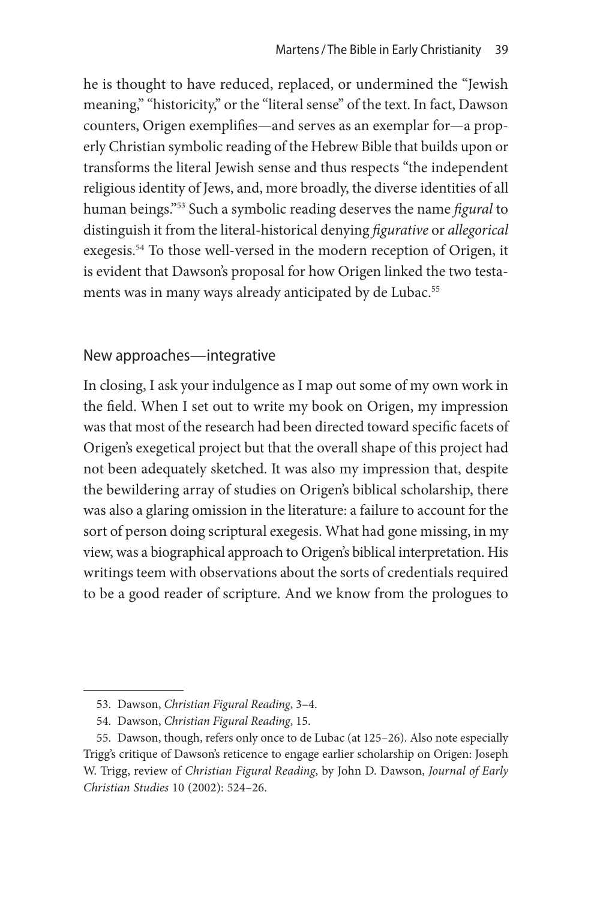he is thought to have reduced, replaced, or undermined the "Jewish meaning," "historicity," or the "literal sense" of the text. In fact, Dawson counters, Origen exemplifies—and serves as an exemplar for—a properly Christian symbolic reading of the Hebrew Bible that builds upon or transforms the literal Jewish sense and thus respects "the independent religious identity of Jews, and, more broadly, the diverse identities of all human beings."[53] Such a symbolic reading deserves the name *figural* to distinguish it from the literal-historical denying *figurative* or *allegorical* exegesis.[54] To those well-versed in the modern reception of Origen, it is evident that Dawson's proposal for how Origen linked the two testaments was in many ways already anticipated by de Lubac.[55]

## New approaches—integrative

In closing, I ask your indulgence as I map out some of my own work in the field. When I set out to write my book on Origen, my impression was that most of the research had been directed toward specific facets of Origen's exegetical project but that the overall shape of this project had not been adequately sketched. It was also my impression that, despite the bewildering array of studies on Origen's biblical scholarship, there was also a glaring omission in the literature: a failure to account for the sort of person doing scriptural exegesis. What had gone missing, in my view, was a biographical approach to Origen's biblical interpretation. His writings teem with observations about the sorts of credentials required to be a good reader of scripture. And we know from the prologues to

---

53. Dawson, *Christian Figural Reading*, 3–4.

54. Dawson, *Christian Figural Reading*, 15.

55. Dawson, though, refers only once to de Lubac (at 125–26). Also note especially Trigg's critique of Dawson's reticence to engage earlier scholarship on Origen: Joseph W. Trigg, review of *Christian Figural Reading*, by John D. Dawson, *Journal of Early Christian Studies* 10 (2002): 524–26.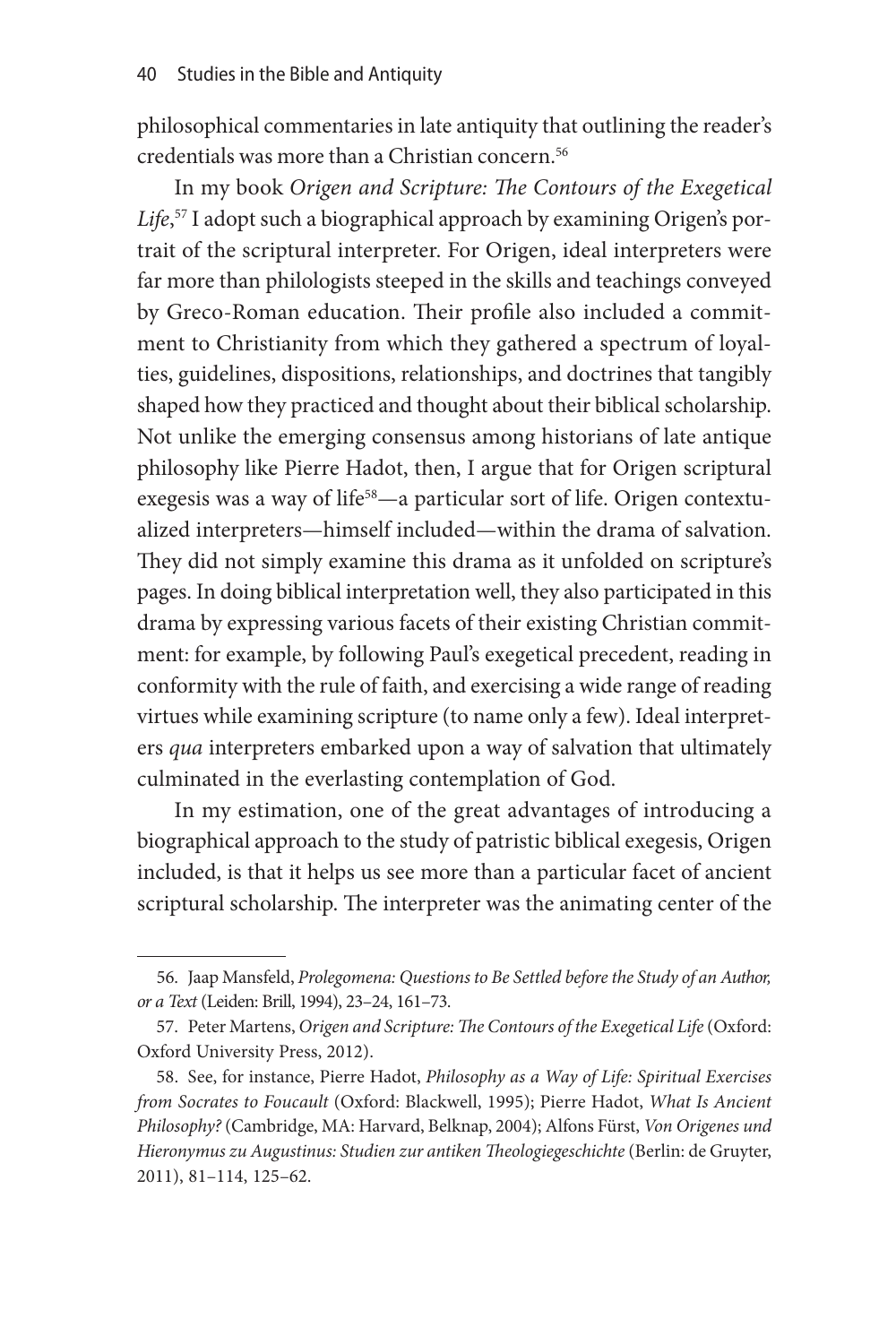philosophical commentaries in late antiquity that outlining the reader's credentials was more than a Christian concern.[56]

In my book *Origen and Scripture: The Contours of the Exegetical Life*,[57] I adopt such a biographical approach by examining Origen's portrait of the scriptural interpreter. For Origen, ideal interpreters were far more than philologists steeped in the skills and teachings conveyed by Greco-Roman education. Their profile also included a commitment to Christianity from which they gathered a spectrum of loyalties, guidelines, dispositions, relationships, and doctrines that tangibly shaped how they practiced and thought about their biblical scholarship. Not unlike the emerging consensus among historians of late antique philosophy like Pierre Hadot, then, I argue that for Origen scriptural exegesis was a way of life[58]—a particular sort of life. Origen contextualized interpreters—himself included—within the drama of salvation. They did not simply examine this drama as it unfolded on scripture's pages. In doing biblical interpretation well, they also participated in this drama by expressing various facets of their existing Christian commitment: for example, by following Paul's exegetical precedent, reading in conformity with the rule of faith, and exercising a wide range of reading virtues while examining scripture (to name only a few). Ideal interpreters *qua* interpreters embarked upon a way of salvation that ultimately culminated in the everlasting contemplation of God.

In my estimation, one of the great advantages of introducing a biographical approach to the study of patristic biblical exegesis, Origen included, is that it helps us see more than a particular facet of ancient scriptural scholarship. The interpreter was the animating center of the

---

56. Jaap Mansfeld, *Prolegomena: Questions to Be Settled before the Study of an Author, or a Text* (Leiden: Brill, 1994), 23–24, 161–73.

57. Peter Martens, *Origen and Scripture: The Contours of the Exegetical Life* (Oxford: Oxford University Press, 2012).

58. See, for instance, Pierre Hadot, *Philosophy as a Way of Life: Spiritual Exercises from Socrates to Foucault* (Oxford: Blackwell, 1995); Pierre Hadot, *What Is Ancient Philosophy?* (Cambridge, MA: Harvard, Belknap, 2004); Alfons Fürst, *Von Origenes und Hieronymus zu Augustinus: Studien zur antiken Theologiegeschichte* (Berlin: de Gruyter, 2011), 81–114, 125–62.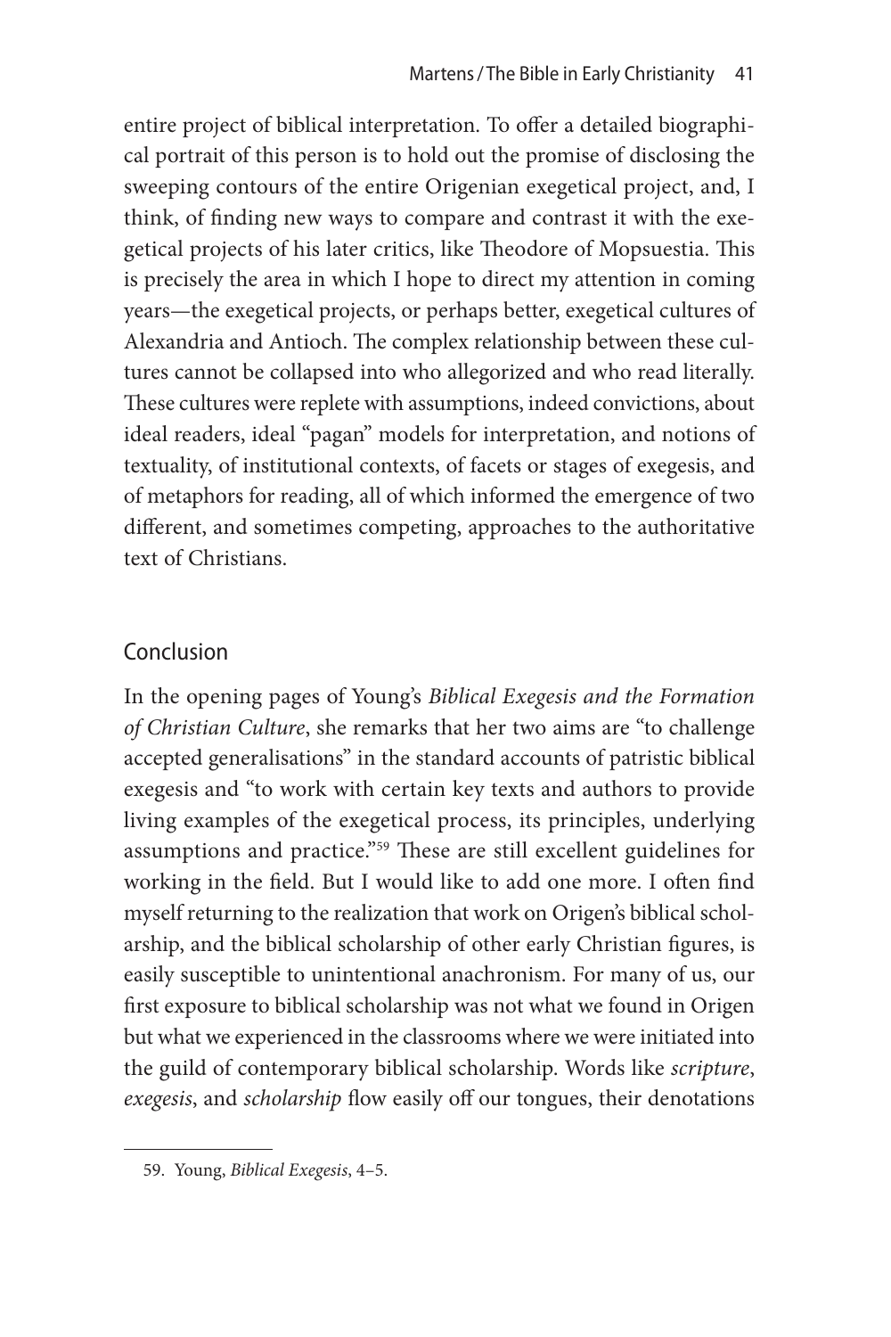entire project of biblical interpretation. To offer a detailed biographical portrait of this person is to hold out the promise of disclosing the sweeping contours of the entire Origenian exegetical project, and, I think, of finding new ways to compare and contrast it with the exegetical projects of his later critics, like Theodore of Mopsuestia. This is precisely the area in which I hope to direct my attention in coming years—the exegetical projects, or perhaps better, exegetical cultures of Alexandria and Antioch. The complex relationship between these cultures cannot be collapsed into who allegorized and who read literally. These cultures were replete with assumptions, indeed convictions, about ideal readers, ideal "pagan" models for interpretation, and notions of textuality, of institutional contexts, of facets or stages of exegesis, and of metaphors for reading, all of which informed the emergence of two different, and sometimes competing, approaches to the authoritative text of Christians.

## Conclusion

In the opening pages of Young's *Biblical Exegesis and the Formation of Christian Culture*, she remarks that her two aims are "to challenge accepted generalisations" in the standard accounts of patristic biblical exegesis and "to work with certain key texts and authors to provide living examples of the exegetical process, its principles, underlying assumptions and practice."[59] These are still excellent guidelines for working in the field. But I would like to add one more. I often find myself returning to the realization that work on Origen's biblical scholarship, and the biblical scholarship of other early Christian figures, is easily susceptible to unintentional anachronism. For many of us, our first exposure to biblical scholarship was not what we found in Origen but what we experienced in the classrooms where we were initiated into the guild of contemporary biblical scholarship. Words like *scripture*, *exegesis*, and *scholarship* flow easily off our tongues, their denotations

---

59. Young, *Biblical Exegesis*, 4–5.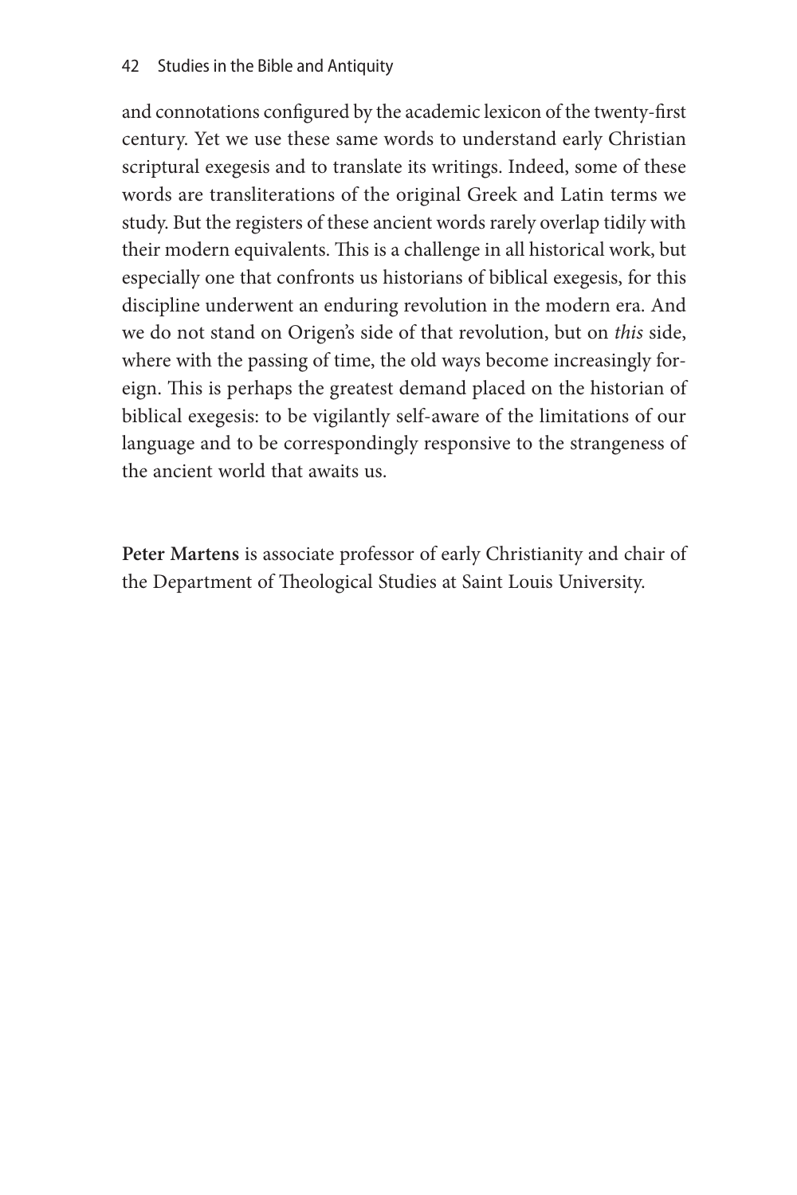and connotations configured by the academic lexicon of the twenty-first century. Yet we use these same words to understand early Christian scriptural exegesis and to translate its writings. Indeed, some of these words are transliterations of the original Greek and Latin terms we study. But the registers of these ancient words rarely overlap tidily with their modern equivalents. This is a challenge in all historical work, but especially one that confronts us historians of biblical exegesis, for this discipline underwent an enduring revolution in the modern era. And we do not stand on Origen's side of that revolution, but on *this* side, where with the passing of time, the old ways become increasingly foreign. This is perhaps the greatest demand placed on the historian of biblical exegesis: to be vigilantly self-aware of the limitations of our language and to be correspondingly responsive to the strangeness of the ancient world that awaits us.

**Peter Martens** is associate professor of early Christianity and chair of the Department of Theological Studies at Saint Louis University.